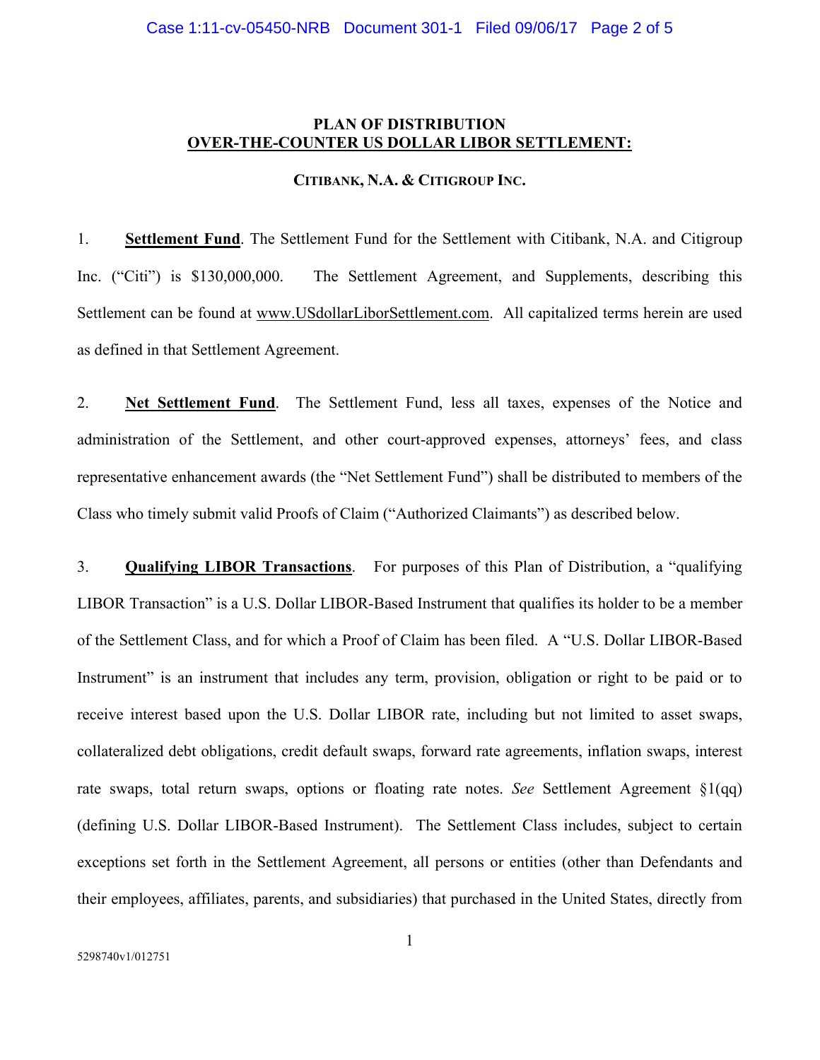# PLAN OF DISTRIBUTION
## OVER-THE-COUNTER US DOLLAR LIBOR SETTLEMENT:

### CITIBANK, N.A. & CITIGROUP INC.

1. **Settlement Fund**. The Settlement Fund for the Settlement with Citibank, N.A. and Citigroup Inc. ("Citi") is $130,000,000. The Settlement Agreement, and Supplements, describing this Settlement can be found at www.USdollarLiborSettlement.com. All capitalized terms herein are used as defined in that Settlement Agreement.

2. **Net Settlement Fund**. The Settlement Fund, less all taxes, expenses of the Notice and administration of the Settlement, and other court-approved expenses, attorneys' fees, and class representative enhancement awards (the "Net Settlement Fund") shall be distributed to members of the Class who timely submit valid Proofs of Claim ("Authorized Claimants") as described below.

3. **Qualifying LIBOR Transactions**. For purposes of this Plan of Distribution, a "qualifying LIBOR Transaction" is a U.S. Dollar LIBOR-Based Instrument that qualifies its holder to be a member of the Settlement Class, and for which a Proof of Claim has been filed. A "U.S. Dollar LIBOR-Based Instrument" is an instrument that includes any term, provision, obligation or right to be paid or to receive interest based upon the U.S. Dollar LIBOR rate, including but not limited to asset swaps, collateralized debt obligations, credit default swaps, forward rate agreements, inflation swaps, interest rate swaps, total return swaps, options or floating rate notes. *See* Settlement Agreement §1(qq) (defining U.S. Dollar LIBOR-Based Instrument). The Settlement Class includes, subject to certain exceptions set forth in the Settlement Agreement, all persons or entities (other than Defendants and their employees, affiliates, parents, and subsidiaries) that purchased in the United States, directly from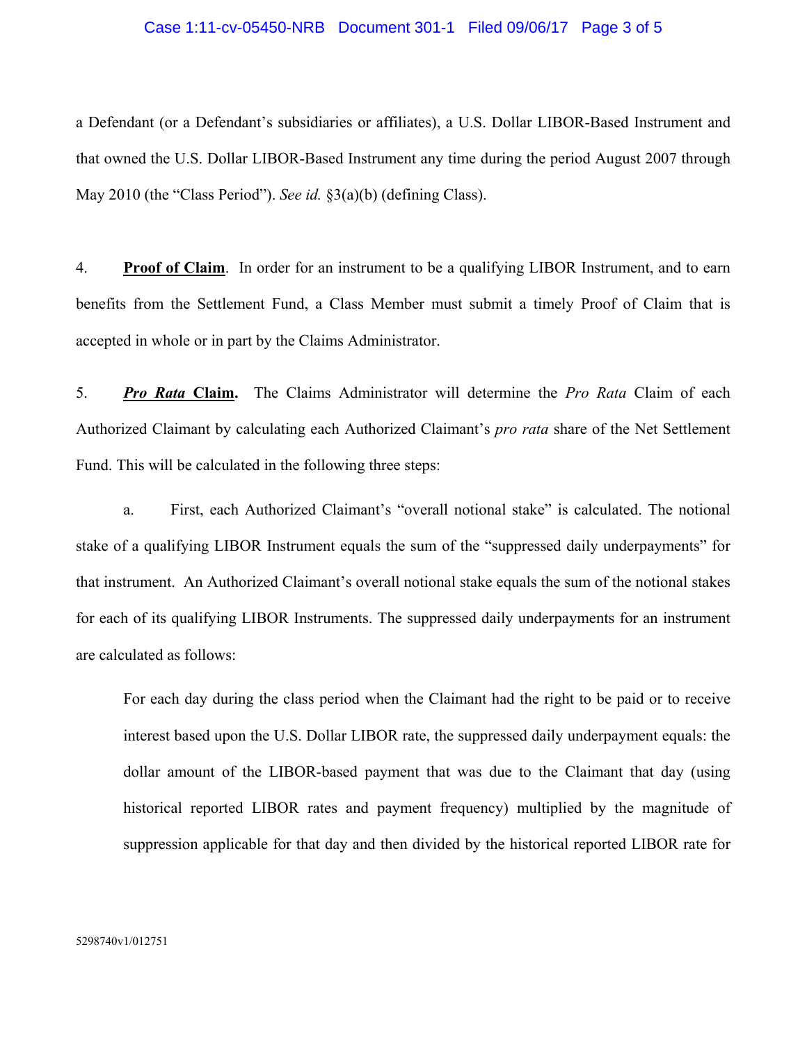a Defendant (or a Defendant's subsidiaries or affiliates), a U.S. Dollar LIBOR-Based Instrument and that owned the U.S. Dollar LIBOR-Based Instrument any time during the period August 2007 through May 2010 (the "Class Period"). *See id.* §3(a)(b) (defining Class).

4. **Proof of Claim**. In order for an instrument to be a qualifying LIBOR Instrument, and to earn benefits from the Settlement Fund, a Class Member must submit a timely Proof of Claim that is accepted in whole or in part by the Claims Administrator.

5. ***Pro Rata* Claim.** The Claims Administrator will determine the *Pro Rata* Claim of each Authorized Claimant by calculating each Authorized Claimant's *pro rata* share of the Net Settlement Fund. This will be calculated in the following three steps:

a. First, each Authorized Claimant's "overall notional stake" is calculated. The notional stake of a qualifying LIBOR Instrument equals the sum of the "suppressed daily underpayments" for that instrument. An Authorized Claimant's overall notional stake equals the sum of the notional stakes for each of its qualifying LIBOR Instruments. The suppressed daily underpayments for an instrument are calculated as follows:

> For each day during the class period when the Claimant had the right to be paid or to receive interest based upon the U.S. Dollar LIBOR rate, the suppressed daily underpayment equals: the dollar amount of the LIBOR-based payment that was due to the Claimant that day (using historical reported LIBOR rates and payment frequency) multiplied by the magnitude of suppression applicable for that day and then divided by the historical reported LIBOR rate for

5298740v1/012751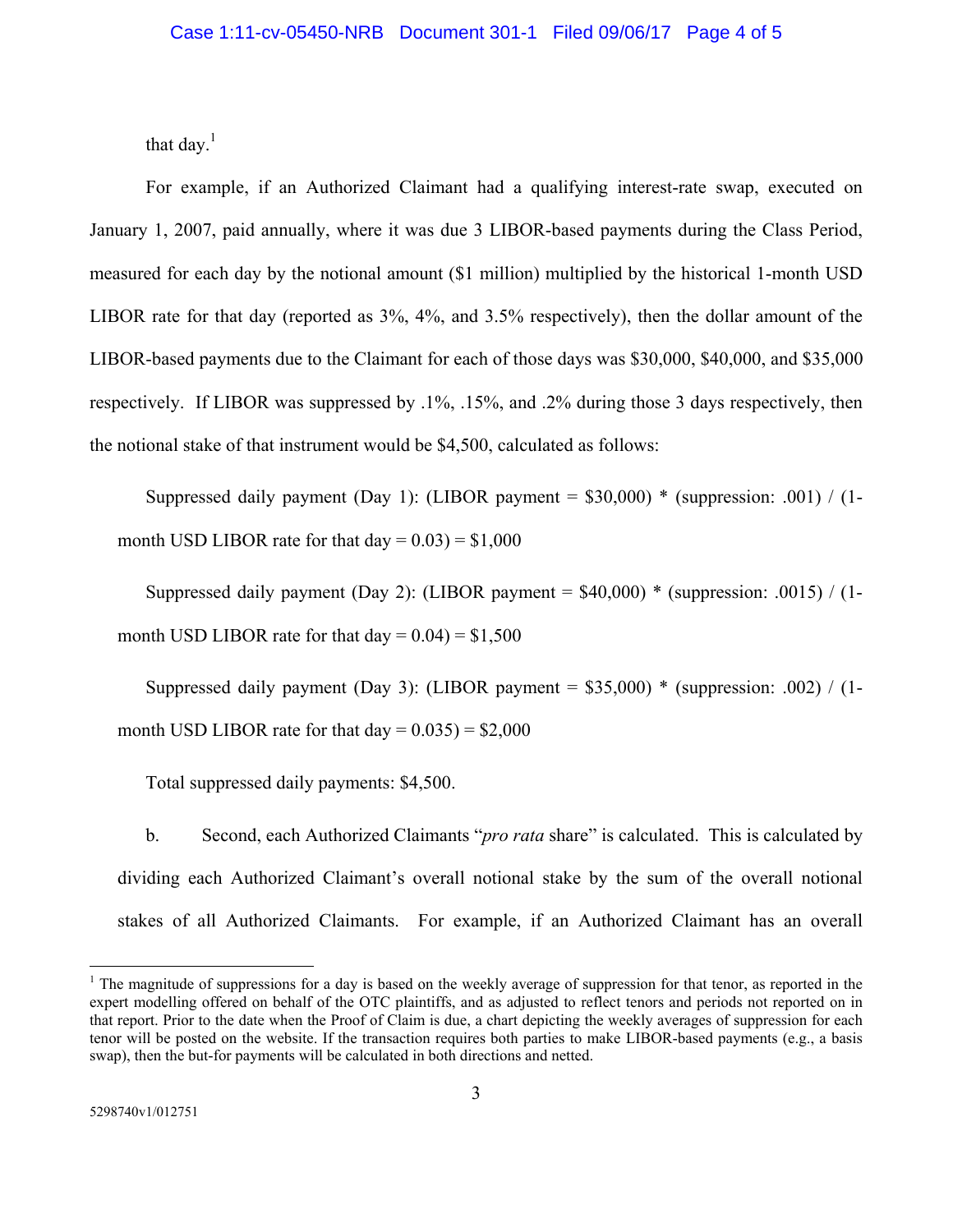that day.[1]

For example, if an Authorized Claimant had a qualifying interest-rate swap, executed on January 1, 2007, paid annually, where it was due 3 LIBOR-based payments during the Class Period, measured for each day by the notional amount ($1 million) multiplied by the historical 1-month USD LIBOR rate for that day (reported as 3%, 4%, and 3.5% respectively), then the dollar amount of the LIBOR-based payments due to the Claimant for each of those days was $30,000, $40,000, and $35,000 respectively. If LIBOR was suppressed by .1%, .15%, and .2% during those 3 days respectively, then the notional stake of that instrument would be $4,500, calculated as follows:

Suppressed daily payment (Day 1): (LIBOR payment = $30,000) * (suppression: .001) / (1-month USD LIBOR rate for that day = 0.03) = $1,000

Suppressed daily payment (Day 2): (LIBOR payment = $40,000) * (suppression: .0015) / (1-month USD LIBOR rate for that day = 0.04) = $1,500

Suppressed daily payment (Day 3): (LIBOR payment = $35,000) * (suppression: .002) / (1-month USD LIBOR rate for that day = 0.035) = $2,000

Total suppressed daily payments: $4,500.

b. Second, each Authorized Claimants "*pro rata* share" is calculated. This is calculated by dividing each Authorized Claimant's overall notional stake by the sum of the overall notional stakes of all Authorized Claimants. For example, if an Authorized Claimant has an overall

[1] The magnitude of suppressions for a day is based on the weekly average of suppression for that tenor, as reported in the expert modelling offered on behalf of the OTC plaintiffs, and as adjusted to reflect tenors and periods not reported on in that report. Prior to the date when the Proof of Claim is due, a chart depicting the weekly averages of suppression for each tenor will be posted on the website. If the transaction requires both parties to make LIBOR-based payments (e.g., a basis swap), then the but-for payments will be calculated in both directions and netted.

5298740v1/012751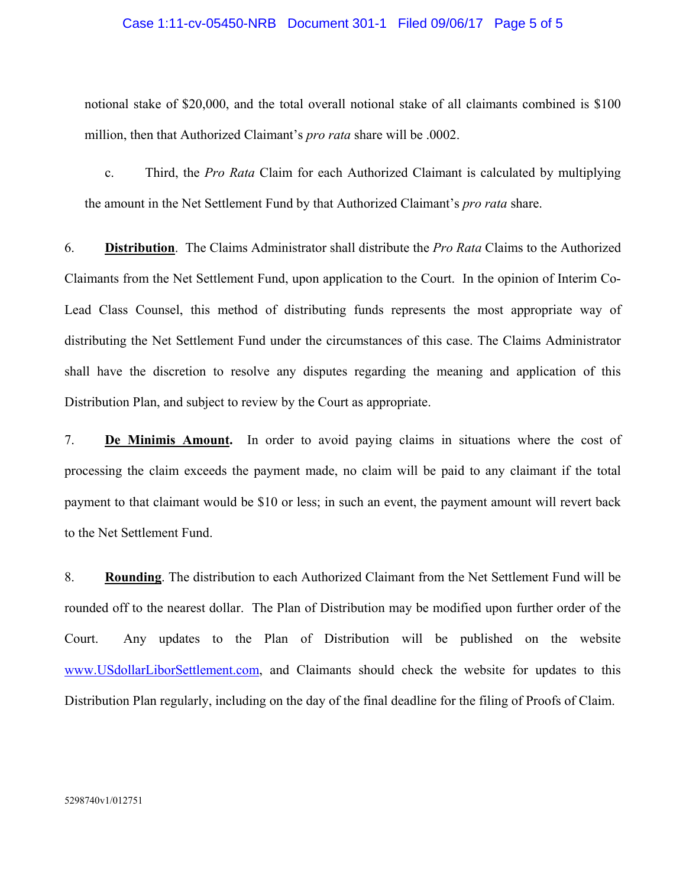notional stake of $20,000, and the total overall notional stake of all claimants combined is $100 million, then that Authorized Claimant's *pro rata* share will be .0002.

c. Third, the *Pro Rata* Claim for each Authorized Claimant is calculated by multiplying the amount in the Net Settlement Fund by that Authorized Claimant's *pro rata* share.

6. **Distribution**. The Claims Administrator shall distribute the *Pro Rata* Claims to the Authorized Claimants from the Net Settlement Fund, upon application to the Court. In the opinion of Interim Co-Lead Class Counsel, this method of distributing funds represents the most appropriate way of distributing the Net Settlement Fund under the circumstances of this case. The Claims Administrator shall have the discretion to resolve any disputes regarding the meaning and application of this Distribution Plan, and subject to review by the Court as appropriate.

7. **De Minimis Amount.** In order to avoid paying claims in situations where the cost of processing the claim exceeds the payment made, no claim will be paid to any claimant if the total payment to that claimant would be $10 or less; in such an event, the payment amount will revert back to the Net Settlement Fund.

8. **Rounding**. The distribution to each Authorized Claimant from the Net Settlement Fund will be rounded off to the nearest dollar. The Plan of Distribution may be modified upon further order of the Court. Any updates to the Plan of Distribution will be published on the website www.USdollarLiborSettlement.com, and Claimants should check the website for updates to this Distribution Plan regularly, including on the day of the final deadline for the filing of Proofs of Claim.

5298740v1/012751